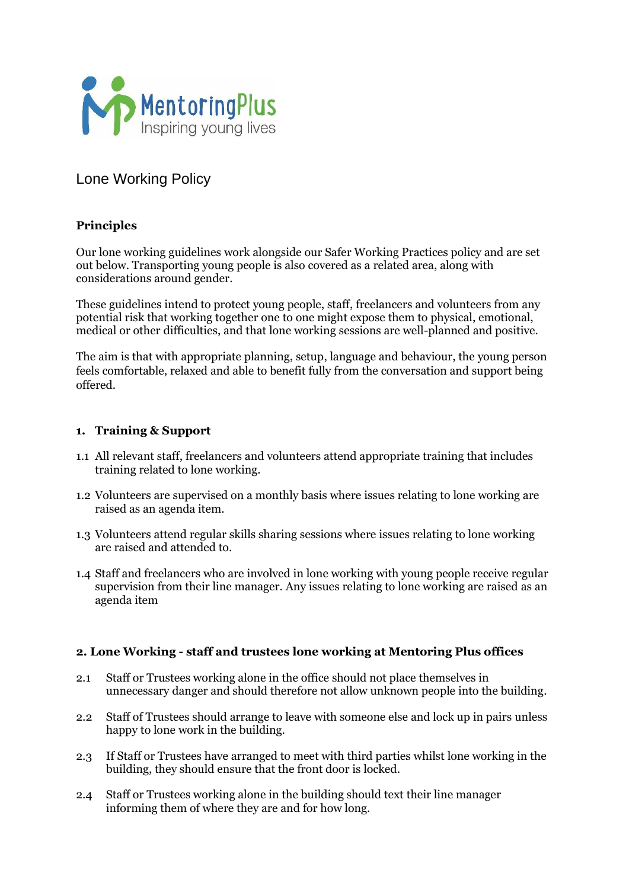MentoringPlus
Inspiring young lives

# Lone Working Policy

## Principles

Our lone working guidelines work alongside our Safer Working Practices policy and are set out below. Transporting young people is also covered as a related area, along with considerations around gender.

These guidelines intend to protect young people, staff, freelancers and volunteers from any potential risk that working together one to one might expose them to physical, emotional, medical or other difficulties, and that lone working sessions are well-planned and positive.

The aim is that with appropriate planning, setup, language and behaviour, the young person feels comfortable, relaxed and able to benefit fully from the conversation and support being offered.

## 1. Training & Support

1.1 All relevant staff, freelancers and volunteers attend appropriate training that includes training related to lone working.

1.2 Volunteers are supervised on a monthly basis where issues relating to lone working are raised as an agenda item.

1.3 Volunteers attend regular skills sharing sessions where issues relating to lone working are raised and attended to.

1.4 Staff and freelancers who are involved in lone working with young people receive regular supervision from their line manager. Any issues relating to lone working are raised as an agenda item

## 2. Lone Working - staff and trustees lone working at Mentoring Plus offices

2.1 Staff or Trustees working alone in the office should not place themselves in unnecessary danger and should therefore not allow unknown people into the building.

2.2 Staff of Trustees should arrange to leave with someone else and lock up in pairs unless happy to lone work in the building.

2.3 If Staff or Trustees have arranged to meet with third parties whilst lone working in the building, they should ensure that the front door is locked.

2.4 Staff or Trustees working alone in the building should text their line manager informing them of where they are and for how long.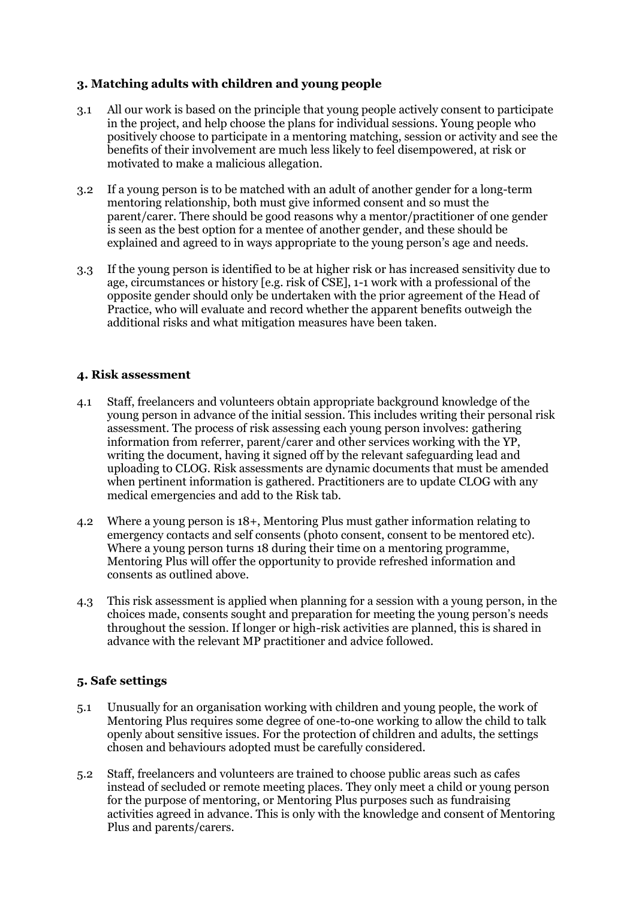### 3. Matching adults with children and young people

3.1 All our work is based on the principle that young people actively consent to participate in the project, and help choose the plans for individual sessions. Young people who positively choose to participate in a mentoring matching, session or activity and see the benefits of their involvement are much less likely to feel disempowered, at risk or motivated to make a malicious allegation.

3.2 If a young person is to be matched with an adult of another gender for a long-term mentoring relationship, both must give informed consent and so must the parent/carer. There should be good reasons why a mentor/practitioner of one gender is seen as the best option for a mentee of another gender, and these should be explained and agreed to in ways appropriate to the young person's age and needs.

3.3 If the young person is identified to be at higher risk or has increased sensitivity due to age, circumstances or history [e.g. risk of CSE], 1-1 work with a professional of the opposite gender should only be undertaken with the prior agreement of the Head of Practice, who will evaluate and record whether the apparent benefits outweigh the additional risks and what mitigation measures have been taken.

### 4. Risk assessment

4.1 Staff, freelancers and volunteers obtain appropriate background knowledge of the young person in advance of the initial session. This includes writing their personal risk assessment. The process of risk assessing each young person involves: gathering information from referrer, parent/carer and other services working with the YP, writing the document, having it signed off by the relevant safeguarding lead and uploading to CLOG. Risk assessments are dynamic documents that must be amended when pertinent information is gathered. Practitioners are to update CLOG with any medical emergencies and add to the Risk tab.

4.2 Where a young person is 18+, Mentoring Plus must gather information relating to emergency contacts and self consents (photo consent, consent to be mentored etc). Where a young person turns 18 during their time on a mentoring programme, Mentoring Plus will offer the opportunity to provide refreshed information and consents as outlined above.

4.3 This risk assessment is applied when planning for a session with a young person, in the choices made, consents sought and preparation for meeting the young person's needs throughout the session. If longer or high-risk activities are planned, this is shared in advance with the relevant MP practitioner and advice followed.

### 5. Safe settings

5.1 Unusually for an organisation working with children and young people, the work of Mentoring Plus requires some degree of one-to-one working to allow the child to talk openly about sensitive issues. For the protection of children and adults, the settings chosen and behaviours adopted must be carefully considered.

5.2 Staff, freelancers and volunteers are trained to choose public areas such as cafes instead of secluded or remote meeting places. They only meet a child or young person for the purpose of mentoring, or Mentoring Plus purposes such as fundraising activities agreed in advance. This is only with the knowledge and consent of Mentoring Plus and parents/carers.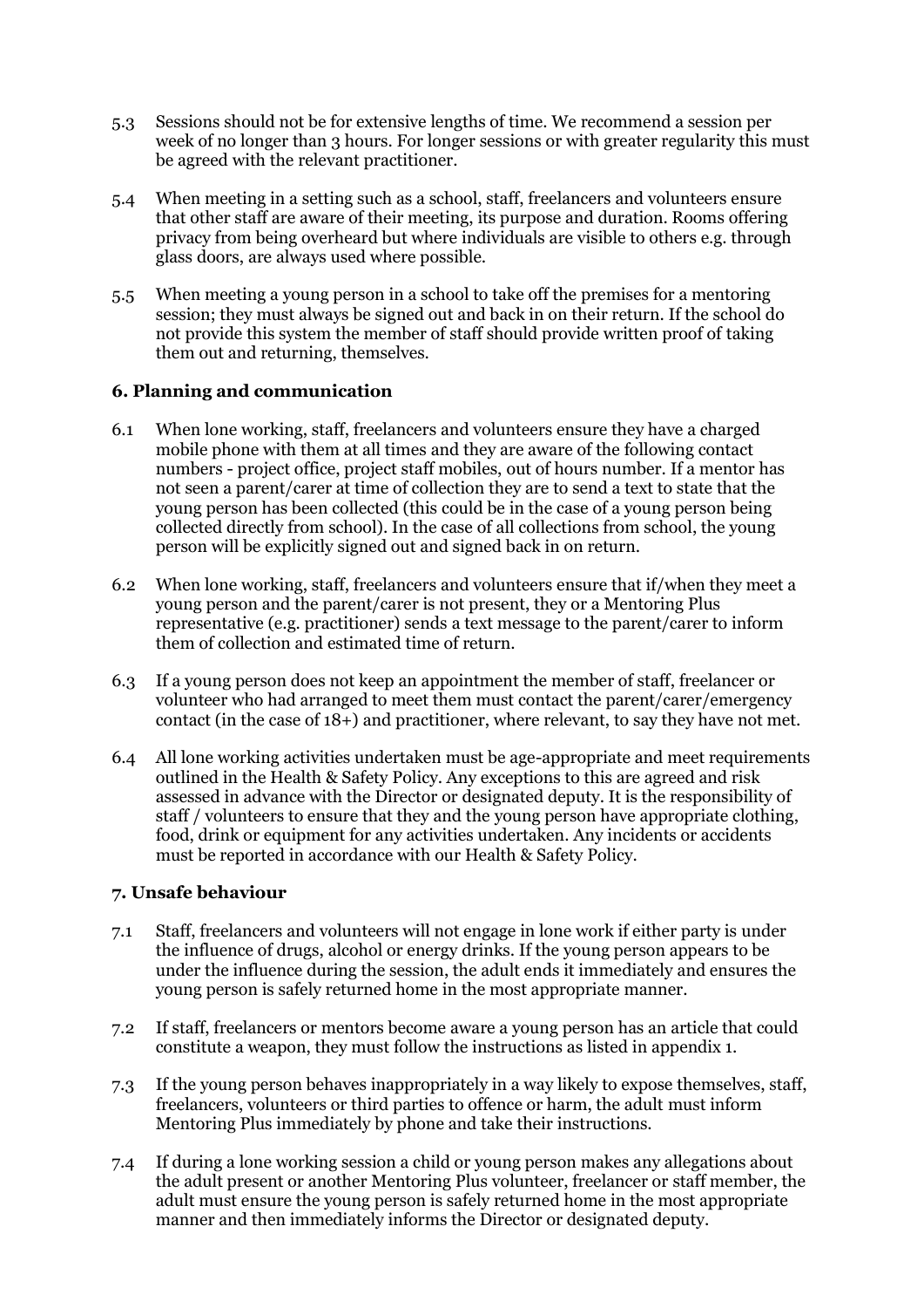5.3 Sessions should not be for extensive lengths of time. We recommend a session per week of no longer than 3 hours. For longer sessions or with greater regularity this must be agreed with the relevant practitioner.

5.4 When meeting in a setting such as a school, staff, freelancers and volunteers ensure that other staff are aware of their meeting, its purpose and duration. Rooms offering privacy from being overheard but where individuals are visible to others e.g. through glass doors, are always used where possible.

5.5 When meeting a young person in a school to take off the premises for a mentoring session; they must always be signed out and back in on their return. If the school do not provide this system the member of staff should provide written proof of taking them out and returning, themselves.

### 6. Planning and communication

6.1 When lone working, staff, freelancers and volunteers ensure they have a charged mobile phone with them at all times and they are aware of the following contact numbers - project office, project staff mobiles, out of hours number. If a mentor has not seen a parent/carer at time of collection they are to send a text to state that the young person has been collected (this could be in the case of a young person being collected directly from school). In the case of all collections from school, the young person will be explicitly signed out and signed back in on return.

6.2 When lone working, staff, freelancers and volunteers ensure that if/when they meet a young person and the parent/carer is not present, they or a Mentoring Plus representative (e.g. practitioner) sends a text message to the parent/carer to inform them of collection and estimated time of return.

6.3 If a young person does not keep an appointment the member of staff, freelancer or volunteer who had arranged to meet them must contact the parent/carer/emergency contact (in the case of 18+) and practitioner, where relevant, to say they have not met.

6.4 All lone working activities undertaken must be age-appropriate and meet requirements outlined in the Health & Safety Policy. Any exceptions to this are agreed and risk assessed in advance with the Director or designated deputy. It is the responsibility of staff / volunteers to ensure that they and the young person have appropriate clothing, food, drink or equipment for any activities undertaken. Any incidents or accidents must be reported in accordance with our Health & Safety Policy.

### 7. Unsafe behaviour

7.1 Staff, freelancers and volunteers will not engage in lone work if either party is under the influence of drugs, alcohol or energy drinks. If the young person appears to be under the influence during the session, the adult ends it immediately and ensures the young person is safely returned home in the most appropriate manner.

7.2 If staff, freelancers or mentors become aware a young person has an article that could constitute a weapon, they must follow the instructions as listed in appendix 1.

7.3 If the young person behaves inappropriately in a way likely to expose themselves, staff, freelancers, volunteers or third parties to offence or harm, the adult must inform Mentoring Plus immediately by phone and take their instructions.

7.4 If during a lone working session a child or young person makes any allegations about the adult present or another Mentoring Plus volunteer, freelancer or staff member, the adult must ensure the young person is safely returned home in the most appropriate manner and then immediately informs the Director or designated deputy.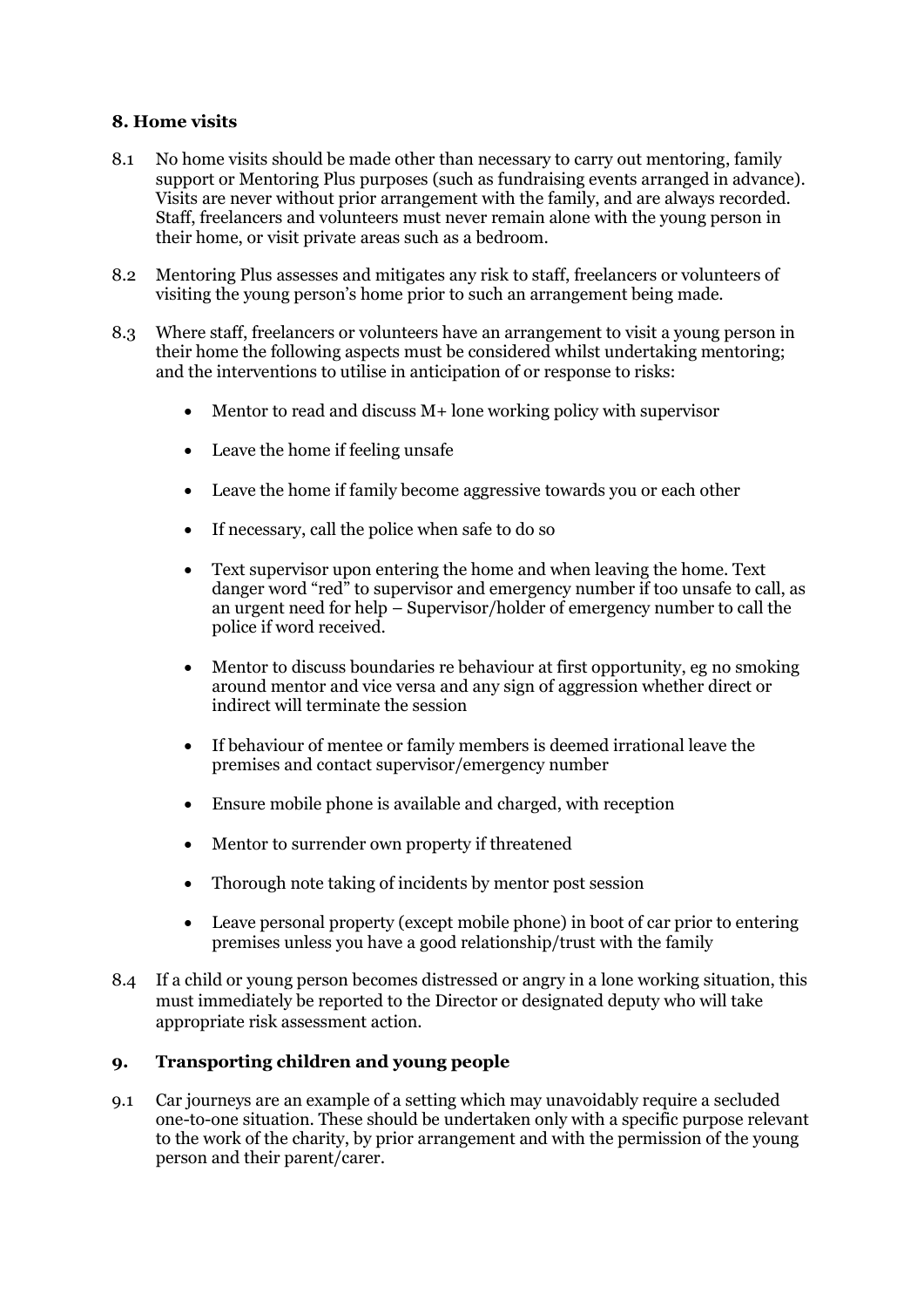## 8. Home visits

8.1 No home visits should be made other than necessary to carry out mentoring, family support or Mentoring Plus purposes (such as fundraising events arranged in advance). Visits are never without prior arrangement with the family, and are always recorded. Staff, freelancers and volunteers must never remain alone with the young person in their home, or visit private areas such as a bedroom.

8.2 Mentoring Plus assesses and mitigates any risk to staff, freelancers or volunteers of visiting the young person's home prior to such an arrangement being made.

8.3 Where staff, freelancers or volunteers have an arrangement to visit a young person in their home the following aspects must be considered whilst undertaking mentoring; and the interventions to utilise in anticipation of or response to risks:

- Mentor to read and discuss M+ lone working policy with supervisor
- Leave the home if feeling unsafe
- Leave the home if family become aggressive towards you or each other
- If necessary, call the police when safe to do so
- Text supervisor upon entering the home and when leaving the home. Text danger word "red" to supervisor and emergency number if too unsafe to call, as an urgent need for help – Supervisor/holder of emergency number to call the police if word received.
- Mentor to discuss boundaries re behaviour at first opportunity, eg no smoking around mentor and vice versa and any sign of aggression whether direct or indirect will terminate the session
- If behaviour of mentee or family members is deemed irrational leave the premises and contact supervisor/emergency number
- Ensure mobile phone is available and charged, with reception
- Mentor to surrender own property if threatened
- Thorough note taking of incidents by mentor post session
- Leave personal property (except mobile phone) in boot of car prior to entering premises unless you have a good relationship/trust with the family

8.4 If a child or young person becomes distressed or angry in a lone working situation, this must immediately be reported to the Director or designated deputy who will take appropriate risk assessment action.

## 9. Transporting children and young people

9.1 Car journeys are an example of a setting which may unavoidably require a secluded one-to-one situation. These should be undertaken only with a specific purpose relevant to the work of the charity, by prior arrangement and with the permission of the young person and their parent/carer.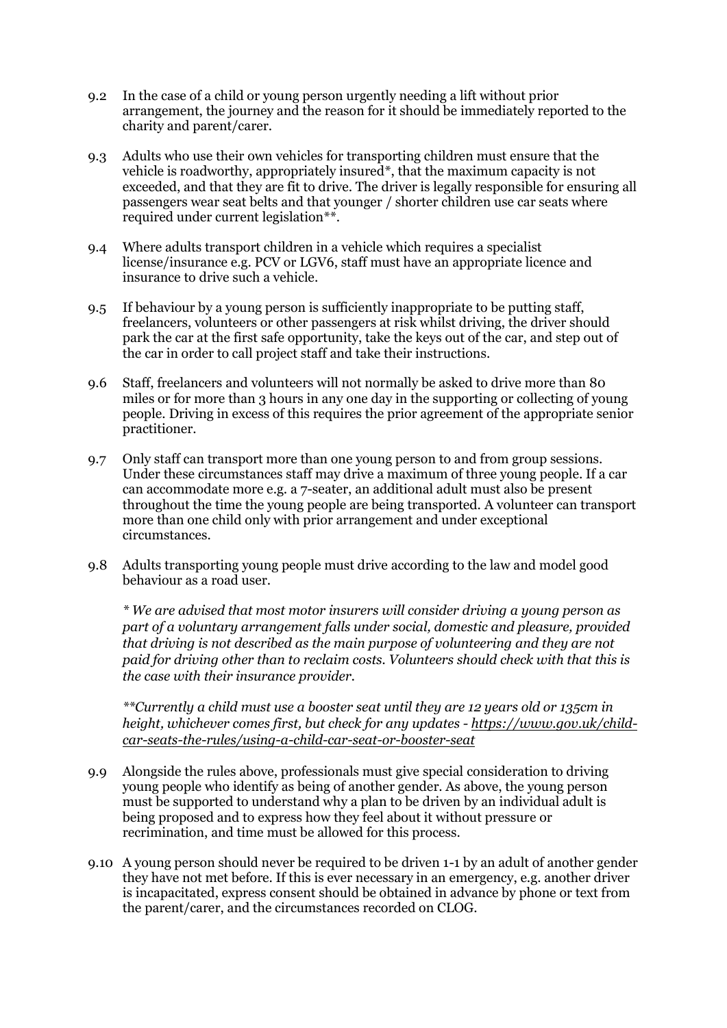9.2 In the case of a child or young person urgently needing a lift without prior arrangement, the journey and the reason for it should be immediately reported to the charity and parent/carer.

9.3 Adults who use their own vehicles for transporting children must ensure that the vehicle is roadworthy, appropriately insured*, that the maximum capacity is not exceeded, and that they are fit to drive. The driver is legally responsible for ensuring all passengers wear seat belts and that younger / shorter children use car seats where required under current legislation**.

9.4 Where adults transport children in a vehicle which requires a specialist license/insurance e.g. PCV or LGV6, staff must have an appropriate licence and insurance to drive such a vehicle.

9.5 If behaviour by a young person is sufficiently inappropriate to be putting staff, freelancers, volunteers or other passengers at risk whilst driving, the driver should park the car at the first safe opportunity, take the keys out of the car, and step out of the car in order to call project staff and take their instructions.

9.6 Staff, freelancers and volunteers will not normally be asked to drive more than 80 miles or for more than 3 hours in any one day in the supporting or collecting of young people. Driving in excess of this requires the prior agreement of the appropriate senior practitioner.

9.7 Only staff can transport more than one young person to and from group sessions. Under these circumstances staff may drive a maximum of three young people. If a car can accommodate more e.g. a 7-seater, an additional adult must also be present throughout the time the young people are being transported. A volunteer can transport more than one child only with prior arrangement and under exceptional circumstances.

9.8 Adults transporting young people must drive according to the law and model good behaviour as a road user.

*\* We are advised that most motor insurers will consider driving a young person as part of a voluntary arrangement falls under social, domestic and pleasure, provided that driving is not described as the main purpose of volunteering and they are not paid for driving other than to reclaim costs. Volunteers should check with that this is the case with their insurance provider.*

*\*\*Currently a child must use a booster seat until they are 12 years old or 135cm in height, whichever comes first, but check for any updates - [https://www.gov.uk/child-car-seats-the-rules/using-a-child-car-seat-or-booster-seat](https://www.gov.uk/child-car-seats-the-rules/using-a-child-car-seat-or-booster-seat)*

9.9 Alongside the rules above, professionals must give special consideration to driving young people who identify as being of another gender. As above, the young person must be supported to understand why a plan to be driven by an individual adult is being proposed and to express how they feel about it without pressure or recrimination, and time must be allowed for this process.

9.10 A young person should never be required to be driven 1-1 by an adult of another gender they have not met before. If this is ever necessary in an emergency, e.g. another driver is incapacitated, express consent should be obtained in advance by phone or text from the parent/carer, and the circumstances recorded on CLOG.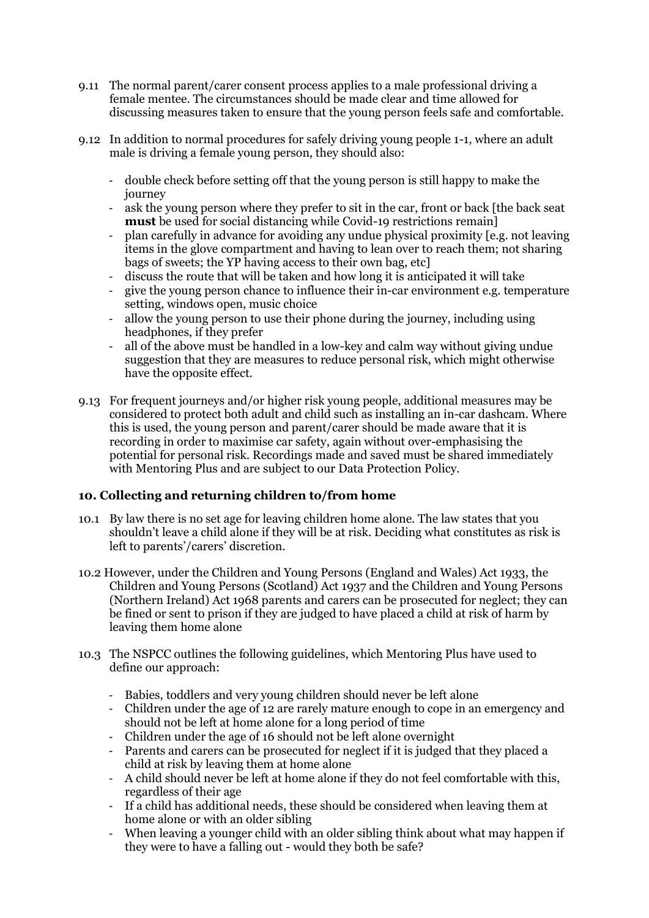9.11 The normal parent/carer consent process applies to a male professional driving a female mentee. The circumstances should be made clear and time allowed for discussing measures taken to ensure that the young person feels safe and comfortable.

9.12 In addition to normal procedures for safely driving young people 1-1, where an adult male is driving a female young person, they should also:

- double check before setting off that the young person is still happy to make the journey
- ask the young person where they prefer to sit in the car, front or back [the back seat **must** be used for social distancing while Covid-19 restrictions remain]
- plan carefully in advance for avoiding any undue physical proximity [e.g. not leaving items in the glove compartment and having to lean over to reach them; not sharing bags of sweets; the YP having access to their own bag, etc]
- discuss the route that will be taken and how long it is anticipated it will take
- give the young person chance to influence their in-car environment e.g. temperature setting, windows open, music choice
- allow the young person to use their phone during the journey, including using headphones, if they prefer
- all of the above must be handled in a low-key and calm way without giving undue suggestion that they are measures to reduce personal risk, which might otherwise have the opposite effect.

9.13 For frequent journeys and/or higher risk young people, additional measures may be considered to protect both adult and child such as installing an in-car dashcam. Where this is used, the young person and parent/carer should be made aware that it is recording in order to maximise car safety, again without over-emphasising the potential for personal risk. Recordings made and saved must be shared immediately with Mentoring Plus and are subject to our Data Protection Policy.

## 10. Collecting and returning children to/from home

10.1 By law there is no set age for leaving children home alone. The law states that you shouldn't leave a child alone if they will be at risk. Deciding what constitutes as risk is left to parents'/carers' discretion.

10.2 However, under the Children and Young Persons (England and Wales) Act 1933, the Children and Young Persons (Scotland) Act 1937 and the Children and Young Persons (Northern Ireland) Act 1968 parents and carers can be prosecuted for neglect; they can be fined or sent to prison if they are judged to have placed a child at risk of harm by leaving them home alone

10.3 The NSPCC outlines the following guidelines, which Mentoring Plus have used to define our approach:

- Babies, toddlers and very young children should never be left alone
- Children under the age of 12 are rarely mature enough to cope in an emergency and should not be left at home alone for a long period of time
- Children under the age of 16 should not be left alone overnight
- Parents and carers can be prosecuted for neglect if it is judged that they placed a child at risk by leaving them at home alone
- A child should never be left at home alone if they do not feel comfortable with this, regardless of their age
- If a child has additional needs, these should be considered when leaving them at home alone or with an older sibling
- When leaving a younger child with an older sibling think about what may happen if they were to have a falling out - would they both be safe?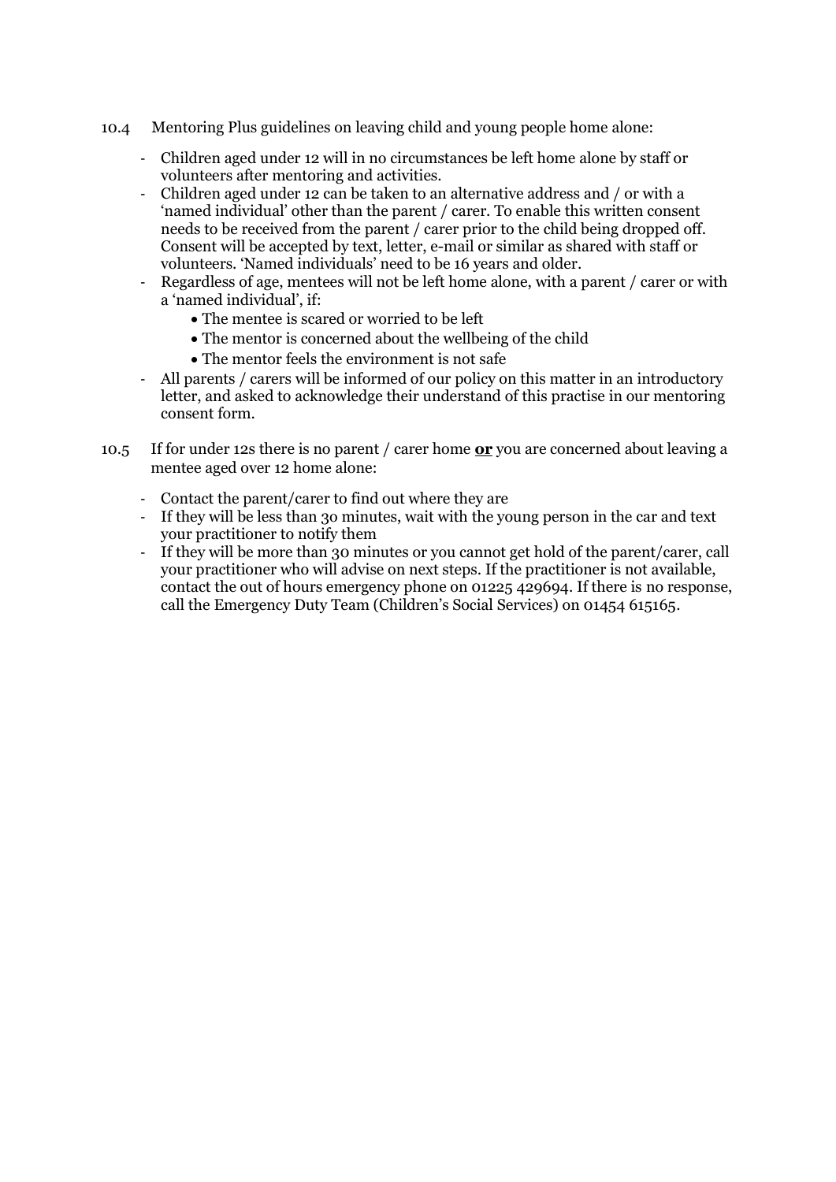10.4 Mentoring Plus guidelines on leaving child and young people home alone:

- Children aged under 12 will in no circumstances be left home alone by staff or volunteers after mentoring and activities.
- Children aged under 12 can be taken to an alternative address and / or with a 'named individual' other than the parent / carer. To enable this written consent needs to be received from the parent / carer prior to the child being dropped off. Consent will be accepted by text, letter, e-mail or similar as shared with staff or volunteers. 'Named individuals' need to be 16 years and older.
- Regardless of age, mentees will not be left home alone, with a parent / carer or with a 'named individual', if:
  - The mentee is scared or worried to be left
  - The mentor is concerned about the wellbeing of the child
  - The mentor feels the environment is not safe
- All parents / carers will be informed of our policy on this matter in an introductory letter, and asked to acknowledge their understand of this practise in our mentoring consent form.

10.5 If for under 12s there is no parent / carer home **<u>or</u>** you are concerned about leaving a mentee aged over 12 home alone:

- Contact the parent/carer to find out where they are
- If they will be less than 30 minutes, wait with the young person in the car and text your practitioner to notify them
- If they will be more than 30 minutes or you cannot get hold of the parent/carer, call your practitioner who will advise on next steps. If the practitioner is not available, contact the out of hours emergency phone on 01225 429694. If there is no response, call the Emergency Duty Team (Children's Social Services) on 01454 615165.